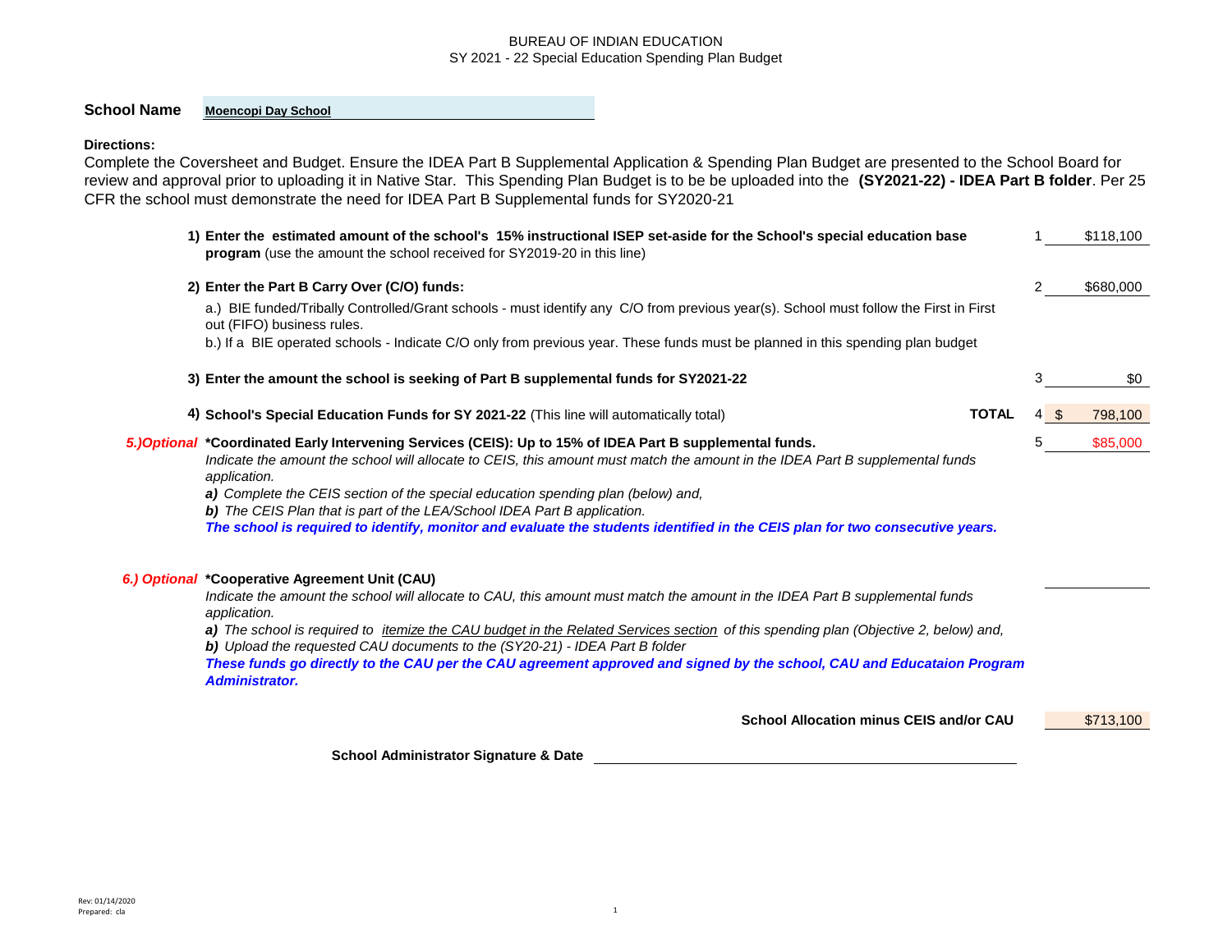BUREAU OF INDIAN EDUCATION
SY 2021 - 22 Special Education Spending Plan Budget

**School Name** **Moencopi Day School**

**Directions:**
Complete the Coversheet and Budget. Ensure the IDEA Part B Supplemental Application & Spending Plan Budget are presented to the School Board for review and approval prior to uploading it in Native Star. This Spending Plan Budget is to be be uploaded into the **(SY2021-22) - IDEA Part B folder**. Per 25 CFR the school must demonstrate the need for IDEA Part B Supplemental funds for SY2020-21

| Item | Description | Line | Amount |
|---|---|---|---|
| 1) | **Enter the estimated amount of the school's 15% instructional ISEP set-aside for the School's special education base program** (use the amount the school received for SY2019-20 in this line) | 1 | $118,100 |
| 2) | **Enter the Part B Carry Over (C/O) funds:**<br>a.) BIE funded/Tribally Controlled/Grant schools - must identify any C/O from previous year(s). School must follow the First in First out (FIFO) business rules.<br>b.) If a BIE operated schools - Indicate C/O only from previous year. These funds must be planned in this spending plan budget | 2 | $680,000 |
| 3) | **Enter the amount the school is seeking of Part B supplemental funds for SY2021-22** | 3 | $0 |
| 4) | **School's Special Education Funds for SY 2021-22** (This line will automatically total) **TOTAL** | 4 | $ 798,100 |
| *5.)Optional* | **\*Coordinated Early Intervening Services (CEIS): Up to 15% of IDEA Part B supplemental funds.**<br>*Indicate the amount the school will allocate to CEIS, this amount must match the amount in the IDEA Part B supplemental funds application.*<br>***a)*** *Complete the CEIS section of the special education spending plan (below) and,*<br>***b)*** *The CEIS Plan that is part of the LEA/School IDEA Part B application.*<br>***The school is required to identify, monitor and evaluate the students identified in the CEIS plan for two consecutive years.*** | 5 | $85,000 |
| *6.) Optional* | **\*Cooperative Agreement Unit (CAU)**<br>*Indicate the amount the school will allocate to CAU, this amount must match the amount in the IDEA Part B supplemental funds application.*<br>***a)*** *The school is required to itemize the CAU budget in the Related Services section of this spending plan (Objective 2, below) and,*<br>***b)*** *Upload the requested CAU documents to the (SY20-21) - IDEA Part B folder*<br>***These funds go directly to the CAU per the CAU agreement approved and signed by the school, CAU and Educataion Program Administrator.*** | | |
| | **School Allocation minus CEIS and/or CAU** | | $713,100 |

**School Administrator Signature & Date** ______________________

Rev: 01/14/2020
Prepared: cla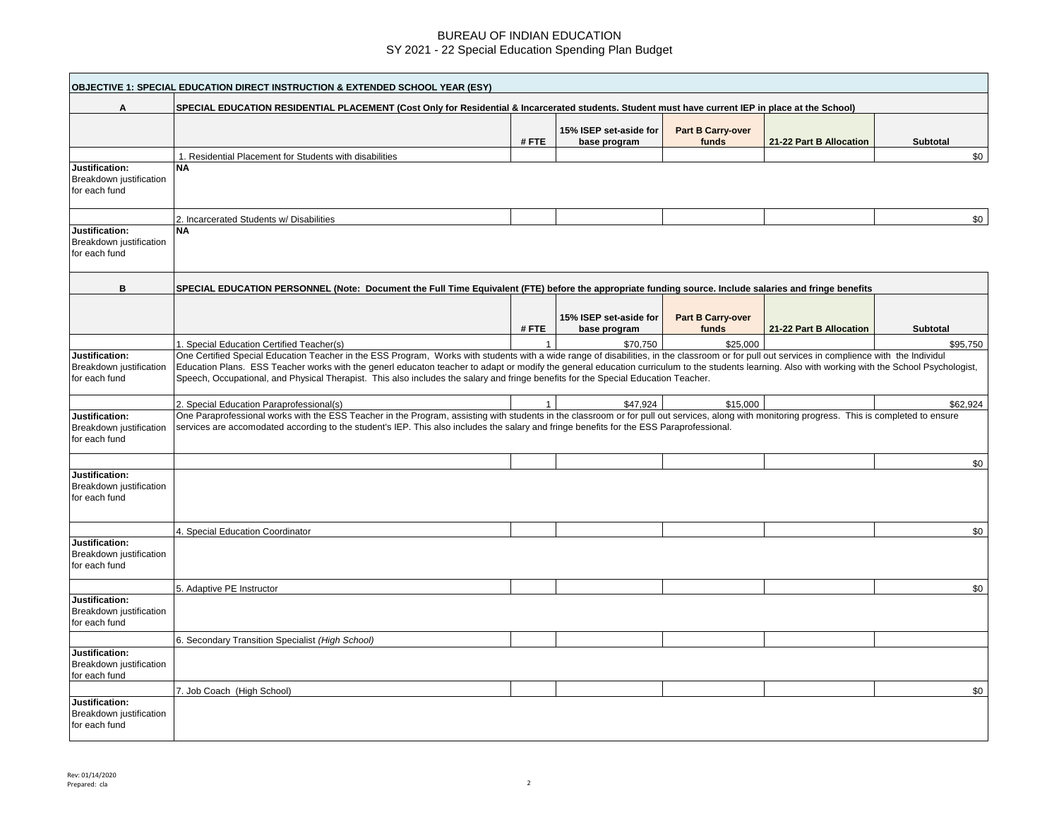BUREAU OF INDIAN EDUCATION
SY 2021 - 22 Special Education Spending Plan Budget

| OBJECTIVE 1: SPECIAL EDUCATION DIRECT INSTRUCTION & EXTENDED SCHOOL YEAR (ESY) | | | | | | |
|---|---|---|---|---|---|---|
| **A** | **SPECIAL EDUCATION RESIDENTIAL PLACEMENT (Cost Only for Residential & Incarcerated students. Student must have current IEP in place at the School)** | | | | | |
| | | **# FTE** | **15% ISEP set-aside for base program** | **Part B Carry-over funds** | **21-22 Part B Allocation** | **Subtotal** |
| | 1. Residential Placement for Students with disabilities | | | | | $0 |
| **Justification:** Breakdown justification for each fund | **NA** | | | | | |
| | 2. Incarcerated Students w/ Disabilities | | | | | $0 |
| **Justification:** Breakdown justification for each fund | **NA** | | | | | |
| **B** | **SPECIAL EDUCATION PERSONNEL (Note: Document the Full Time Equivalent (FTE) before the appropriate funding source. Include salaries and fringe benefits** | | | | | |
| | | **# FTE** | **15% ISEP set-aside for base program** | **Part B Carry-over funds** | **21-22 Part B Allocation** | **Subtotal** |
| | 1. Special Education Certified Teacher(s) | 1 | $70,750 | $25,000 | | $95,750 |
| **Justification:** Breakdown justification for each fund | One Certified Special Education Teacher in the ESS Program, Works with students with a wide range of disabilities, in the classroom or for pull out services in complience with the Individul Education Plans. ESS Teacher works with the generl educaton teacher to adapt or modify the general education curriculum to the students learning. Also with working with the School Psychologist, Speech, Occupational, and Physical Therapist. This also includes the salary and fringe benefits for the Special Education Teacher. | | | | | |
| | 2. Special Education Paraprofessional(s) | 1 | $47,924 | $15,000 | | $62,924 |
| **Justification:** Breakdown justification for each fund | One Paraprofessional works with the ESS Teacher in the Program, assisting with students in the classroom or for pull out services, along with monitoring progress. This is completed to ensure services are accomodated according to the student's IEP. This also includes the salary and fringe benefits for the ESS Paraprofessional. | | | | | |
| | | | | | | $0 |
| **Justification:** Breakdown justification for each fund | | | | | | |
| | 4. Special Education Coordinator | | | | | $0 |
| **Justification:** Breakdown justification for each fund | | | | | | |
| | 5. Adaptive PE Instructor | | | | | $0 |
| **Justification:** Breakdown justification for each fund | | | | | | |
| | 6. Secondary Transition Specialist *(High School)* | | | | | |
| **Justification:** Breakdown justification for each fund | | | | | | |
| | 7. Job Coach (High School) | | | | | $0 |
| **Justification:** Breakdown justification for each fund | | | | | | |

Rev: 01/14/2020
Prepared: cla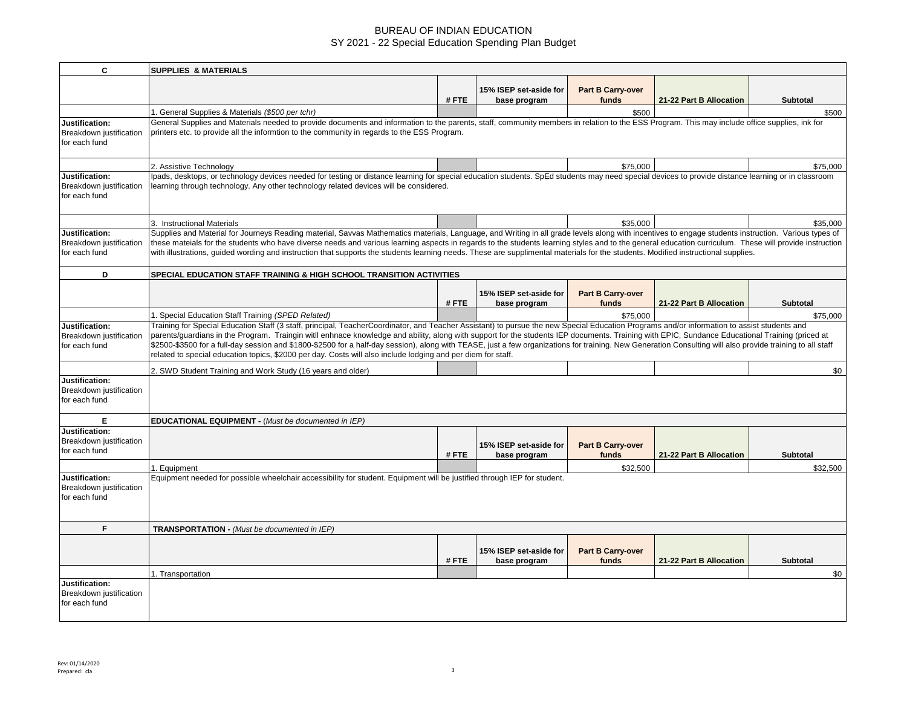# BUREAU OF INDIAN EDUCATION
## SY 2021 - 22 Special Education Spending Plan Budget

| C | SUPPLIES & MATERIALS | | | | | |
|---|---|---|---|---|---|---|
| | | # FTE | 15% ISEP set-aside for base program | Part B Carry-over funds | 21-22 Part B Allocation | Subtotal |
| | 1. General Supplies & Materials *($500 per tchr)* | | | $500 | | $500 |
| **Justification:** Breakdown justification for each fund | General Supplies and Materials needed to provide documents and information to the parents, staff, community members in relation to the ESS Program. This may include office supplies, ink for printers etc. to provide all the informtion to the community in regards to the ESS Program. | | | | | |
| | 2. Assistive Technology | | | $75,000 | | $75,000 |
| **Justification:** Breakdown justification for each fund | Ipads, desktops, or technology devices needed for testing or distance learning for special education students. SpEd students may need special devices to provide distance learning or in classroom learning through technology. Any other technology related devices will be considered. | | | | | |
| | 3. Instructional Materials | | | $35,000 | | $35,000 |
| **Justification:** Breakdown justification for each fund | Supplies and Material for Journeys Reading material, Savvas Mathematics materials, Language, and Writing in all grade levels along with incentives to engage students instruction. Various types of these mateials for the students who have diverse needs and various learning aspects in regards to the students learning styles and to the general education curriculum. These will provide instruction with illustrations, guided wording and instruction that supports the students learning needs. These are supplimental materials for the students. Modified instructional supplies. | | | | | |

| D | SPECIAL EDUCATION STAFF TRAINING & HIGH SCHOOL TRANSITION ACTIVITIES | | | | | |
|---|---|---|---|---|---|---|
| | | # FTE | 15% ISEP set-aside for base program | Part B Carry-over funds | 21-22 Part B Allocation | Subtotal |
| | 1. Special Education Staff Training *(SPED Related)* | | | $75,000 | | $75,000 |
| **Justification:** Breakdown justification for each fund | Training for Special Education Staff (3 staff, principal, TeacherCoordinator, and Teacher Assistant) to pursue the new Special Education Programs and/or information to assist students and parents/guardians in the Program. Traingin witll enhnace knowledge and ability, along with support for the students IEP documents. Training with EPIC, Sundance Educational Training (priced at $2500-$3500 for a full-day session and $1800-$2500 for a half-day session), along with TEASE, just a few organizations for training. New Generation Consulting will also provide training to all staff related to special education topics, $2000 per day. Costs will also include lodging and per diem for staff. | | | | | |
| | 2. SWD Student Training and Work Study (16 years and older) | | | | | $0 |
| **Justification:** Breakdown justification for each fund | | | | | | |

| E | EDUCATIONAL EQUIPMENT - *(Must be documented in IEP)* | | | | | |
|---|---|---|---|---|---|---|
| **Justification:** Breakdown justification for each fund | | # FTE | 15% ISEP set-aside for base program | Part B Carry-over funds | 21-22 Part B Allocation | Subtotal |
| | 1. Equipment | | | $32,500 | | $32,500 |
| **Justification:** Breakdown justification for each fund | Equipment needed for possible wheelchair accessibility for student. Equipment will be justified through IEP for student. | | | | | |

| F | TRANSPORTATION - *(Must be documented in IEP)* | | | | | |
|---|---|---|---|---|---|---|
| | | # FTE | 15% ISEP set-aside for base program | Part B Carry-over funds | 21-22 Part B Allocation | Subtotal |
| | 1. Transportation | | | | | $0 |
| **Justification:** Breakdown justification for each fund | | | | | | |

Rev: 01/14/2020
Prepared: cla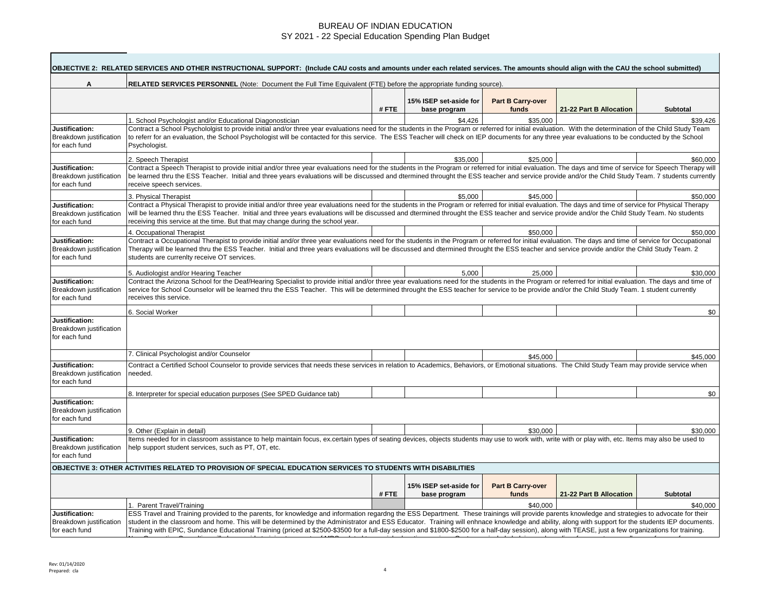# BUREAU OF INDIAN EDUCATION
## SY 2021 - 22 Special Education Spending Plan Budget

**OBJECTIVE 2: RELATED SERVICES AND OTHER INSTRUCTIONAL SUPPORT: (Include CAU costs and amounts under each related services. The amounts should align with the CAU the school submitted)**

| A | RELATED SERVICES PERSONNEL (Note: Document the Full Time Equivalent (FTE) before the appropriate funding source). | | | | | |
|---|---|---|---|---|---|---|
| | | # FTE | 15% ISEP set-aside for base program | Part B Carry-over funds | 21-22 Part B Allocation | Subtotal |
| | 1. School Psychologist and/or Educational Diagonostician | | $4,426 | $35,000 | | $39,426 |
| **Justification:** Breakdown justification for each fund | Contract a School Psycholologist to provide initial and/or three year evaluations need for the students in the Program or referred for initial evaluation. With the determination of the Child Study Team to referr for an evaluation, the School Psychologist will be contacted for this service. The ESS Teacher will check on IEP documents for any three year evaluations to be conducted by the School Psychologist. | | | | | |
| | 2. Speech Therapist | | $35,000 | $25,000 | | $60,000 |
| **Justification:** Breakdown justification for each fund | Contract a Speech Therapist to provide initial and/or three year evaluations need for the students in the Program or referred for initial evaluation. The days and time of service for Speech Therapy will be learned thru the ESS Teacher. Initial and three years evaluations will be discussed and dtermined throught the ESS teacher and service provide and/or the Child Study Team. 7 students currently receive speech services. | | | | | |
| | 3. Physical Therapist | | $5,000 | $45,000 | | $50,000 |
| **Justification:** Breakdown justification for each fund | Contract a Physical Therapist to provide initial and/or three year evaluations need for the students in the Program or referred for initial evaluation. The days and time of service for Physical Therapy will be learned thru the ESS Teacher. Initial and three years evaluations will be discussed and dtermined throught the ESS teacher and service provide and/or the Child Study Team. No students receiving this service at the time. But that may change during the school year. | | | | | |
| | 4. Occupational Therapist | | | $50,000 | | $50,000 |
| **Justification:** Breakdown justification for each fund | Contract a Occupational Therapist to provide initial and/or three year evaluations need for the students in the Program or referred for initial evaluation. The days and time of service for Occupational Therapy will be learned thru the ESS Teacher. Initial and three years evaluations will be discussed and dtermined throught the ESS teacher and service provide and/or the Child Study Team. 2 students are currenlty receive OT services. | | | | | |
| | 5. Audiologist and/or Hearing Teacher | | 5,000 | 25,000 | | $30,000 |
| **Justification:** Breakdown justification for each fund | Contract the Arizona School for the Deaf/Hearing Specialist to provide initial and/or three year evaluations need for the students in the Program or referred for initial evaluation. The days and time of service for School Counselor will be learned thru the ESS Teacher. This will be determined throught the ESS teacher for service to be provide and/or the Child Study Team. 1 student currently receives this service. | | | | | |
| | 6. Social Worker | | | | | $0 |
| **Justification:** Breakdown justification for each fund | | | | | | |
| | 7. Clinical Psychologist and/or Counselor | | | $45,000 | | $45,000 |
| **Justification:** Breakdown justification for each fund | Contract a Certified School Counselor to provide services that needs these services in relation to Academics, Behaviors, or Emotional situations. The Child Study Team may provide service when needed. | | | | | |
| | 8. Interpreter for special education purposes (See SPED Guidance tab) | | | | | $0 |
| **Justification:** Breakdown justification for each fund | | | | | | |
| | 9. Other (Explain in detail) | | | $30,000 | | $30,000 |
| **Justification:** Breakdown justification for each fund | Items needed for in classroom assistance to help maintain focus, ex.certain types of seating devices, objects students may use to work with, write with or play with, etc. Items may also be used to help support student services, such as PT, OT, etc. | | | | | |

**OBJECTIVE 3: OTHER ACTIVITIES RELATED TO PROVISION OF SPECIAL EDUCATION SERVICES TO STUDENTS WITH DISABILITIES**

| | | # FTE | 15% ISEP set-aside for base program | Part B Carry-over funds | 21-22 Part B Allocation | Subtotal |
|---|---|---|---|---|---|---|
| | 1. Parent Travel/Training | | | $40,000 | | $40,000 |
| **Justification:** Breakdown justification for each fund | ESS Travel and Training provided to the parents, for knowledge and information regardng the ESS Department. These trainings will provide parents knowledge and strategies to advocate for their student in the classroom and home. This will be determined by the Administrator and ESS Educator. Training will enhnace knowledge and ability, along with support for the students IEP documents. Training with EPIC, Sundance Educational Training (priced at $2500-$3500 for a full-day session and $1800-$2500 for a half-day session), along with TEASE, just a few organizations for training. | | | | | |

Rev: 01/14/2020
Prepared: cla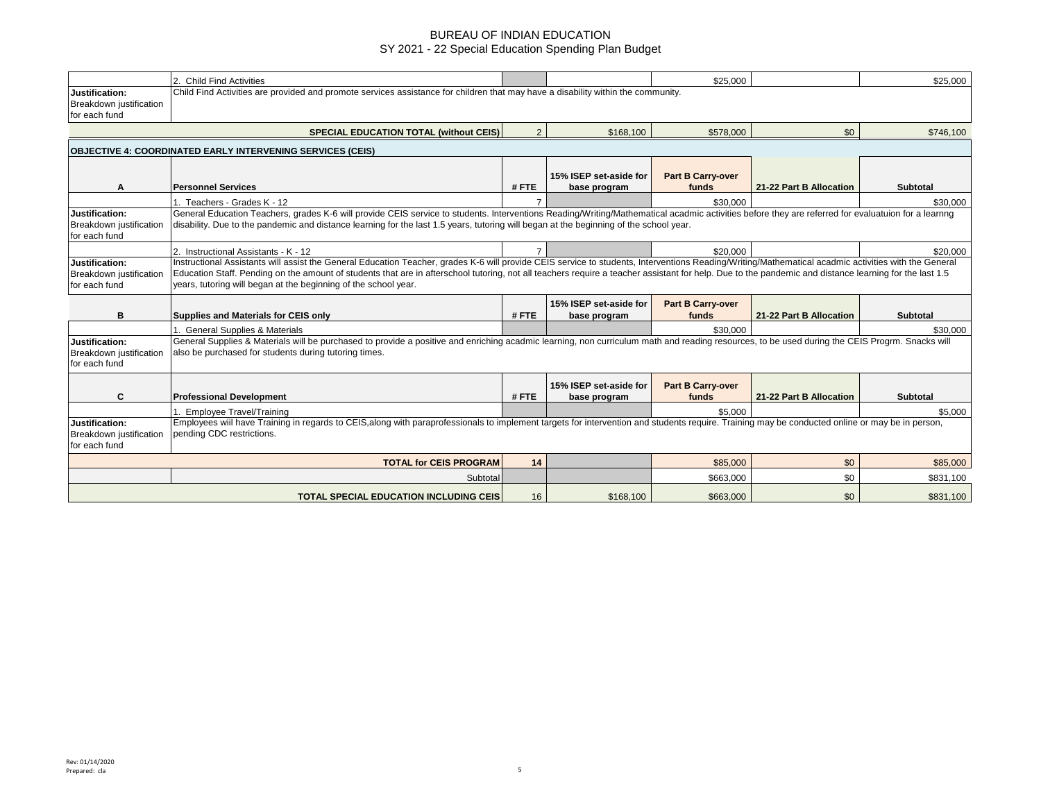# BUREAU OF INDIAN EDUCATION

## SY 2021 - 22 Special Education Spending Plan Budget

| | | | | | | |
|---|---|---|---|---|---|---|
| | 2. Child Find Activities | | | $25,000 | | $25,000 |
| **Justification:** Breakdown justification for each fund | Child Find Activities are provided and promote services assistance for children that may have a disability within the community. | | | | | |
| | **SPECIAL EDUCATION TOTAL (without CEIS)** | 2 | $168,100 | $578,000 | $0 | $746,100 |
| **OBJECTIVE 4: COORDINATED EARLY INTERVENING SERVICES (CEIS)** | | | | | | |
| **A** | **Personnel Services** | **# FTE** | **15% ISEP set-aside for base program** | **Part B Carry-over funds** | **21-22 Part B Allocation** | **Subtotal** |
| | 1. Teachers - Grades K - 12 | 7 | | $30,000 | | $30,000 |
| **Justification:** Breakdown justification for each fund | General Education Teachers, grades K-6 will provide CEIS service to students. Interventions Reading/Writing/Mathematical acadmic activities before they are referred for evaluatuion for a learnng disability. Due to the pandemic and distance learning for the last 1.5 years, tutoring will began at the beginning of the school year. | | | | | |
| | 2. Instructional Assistants - K - 12 | 7 | | $20,000 | | $20,000 |
| **Justification:** Breakdown justification for each fund | Instructional Assistants will assist the General Education Teacher, grades K-6 will provide CEIS service to students, Interventions Reading/Writing/Mathematical acadmic activities with the General Education Staff. Pending on the amount of students that are in afterschool tutoring, not all teachers require a teacher assistant for help. Due to the pandemic and distance learning for the last 1.5 years, tutoring will began at the beginning of the school year. | | | | | |
| **B** | **Supplies and Materials for CEIS only** | **# FTE** | **15% ISEP set-aside for base program** | **Part B Carry-over funds** | **21-22 Part B Allocation** | **Subtotal** |
| | 1. General Supplies & Materials | | | $30,000 | | $30,000 |
| **Justification:** Breakdown justification for each fund | General Supplies & Materials will be purchased to provide a positive and enriching acadmic learning, non curriculum math and reading resources, to be used during the CEIS Progrm. Snacks will also be purchased for students during tutoring times. | | | | | |
| **C** | **Professional Development** | **# FTE** | **15% ISEP set-aside for base program** | **Part B Carry-over funds** | **21-22 Part B Allocation** | **Subtotal** |
| | 1. Employee Travel/Training | | | $5,000 | | $5,000 |
| **Justification:** Breakdown justification for each fund | Employees wiil have Training in regards to CEIS,along with paraprofessionals to implement targets for intervention and students require. Training may be conducted online or may be in person, pending CDC restrictions. | | | | | |
| | **TOTAL for CEIS PROGRAM** | **14** | | $85,000 | $0 | $85,000 |
| | Subtotal | | | $663,000 | $0 | $831,100 |
| | **TOTAL SPECIAL EDUCATION INCLUDING CEIS** | 16 | $168,100 | $663,000 | $0 | $831,100 |

Rev: 01/14/2020
Prepared: cla